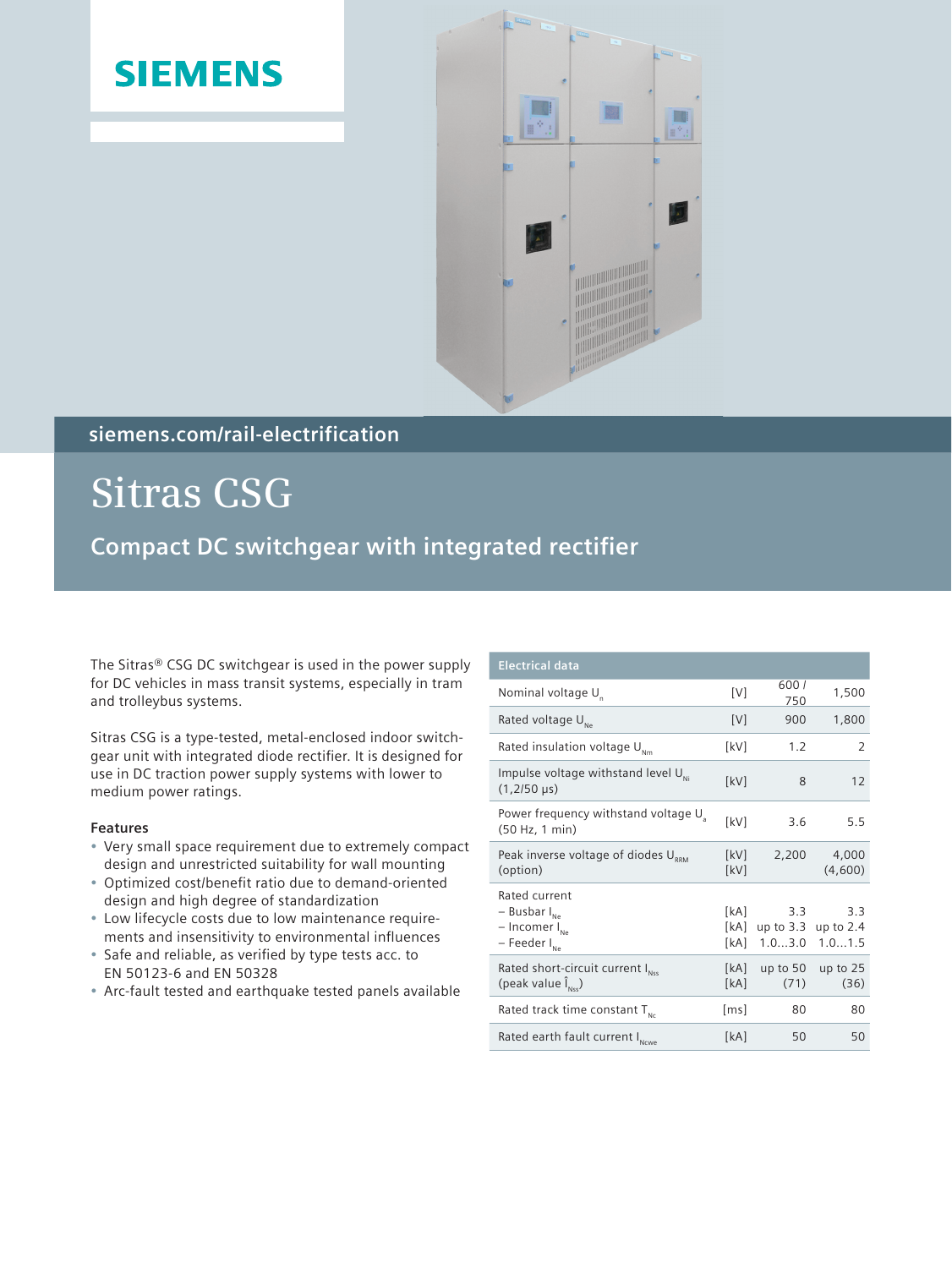SIEMENS

siemens.com/rail-electrification

# Sitras CSG

## Compact DC switchgear with integrated rectifier

The Sitras® CSG DC switchgear is used in the power supply for DC vehicles in mass transit systems, especially in tram and trolleybus systems.

Sitras CSG is a type-tested, metal-enclosed indoor switchgear unit with integrated diode rectifier. It is designed for use in DC traction power supply systems with lower to medium power ratings.

### Features

- Very small space requirement due to extremely compact design and unrestricted suitability for wall mounting
- Optimized cost/benefit ratio due to demand-oriented design and high degree of standardization
- Low lifecycle costs due to low maintenance requirements and insensitivity to environmental influences
- Safe and reliable, as verified by type tests acc. to EN 50123-6 and EN 50328
- Arc-fault tested and earthquake tested panels available

| Electrical data | | | |
|---|---|---|---|
| Nominal voltage $U_n$ | [V] | 600 / 750 | 1,500 |
| Rated voltage $U_{Ne}$ | [V] | 900 | 1,800 |
| Rated insulation voltage $U_{Nm}$ | [kV] | 1.2 | 2 |
| Impulse voltage withstand level $U_{Ni}$ (1,2/50 µs) | [kV] | 8 | 12 |
| Power frequency withstand voltage $U_a$ (50 Hz, 1 min) | [kV] | 3.6 | 5.5 |
| Peak inverse voltage of diodes $U_{RRM}$ (option) | [kV] [kV] | 2,200 | 4,000 (4,600) |
| Rated current<br>– Busbar $I_{Ne}$<br>– Incomer $I_{Ne}$<br>– Feeder $I_{Ne}$ | <br>[kA]<br>[kA]<br>[kA] | <br>3.3<br>up to 3.3<br>1.0...3.0 | <br>3.3<br>up to 2.4<br>1.0...1.5 |
| Rated short-circuit current $I_{Nss}$ (peak value $\hat{I}_{Nss}$) | [kA] [kA] | up to 50 (71) | up to 25 (36) |
| Rated track time constant $T_{Nc}$ | [ms] | 80 | 80 |
| Rated earth fault current $I_{Ncwe}$ | [kA] | 50 | 50 |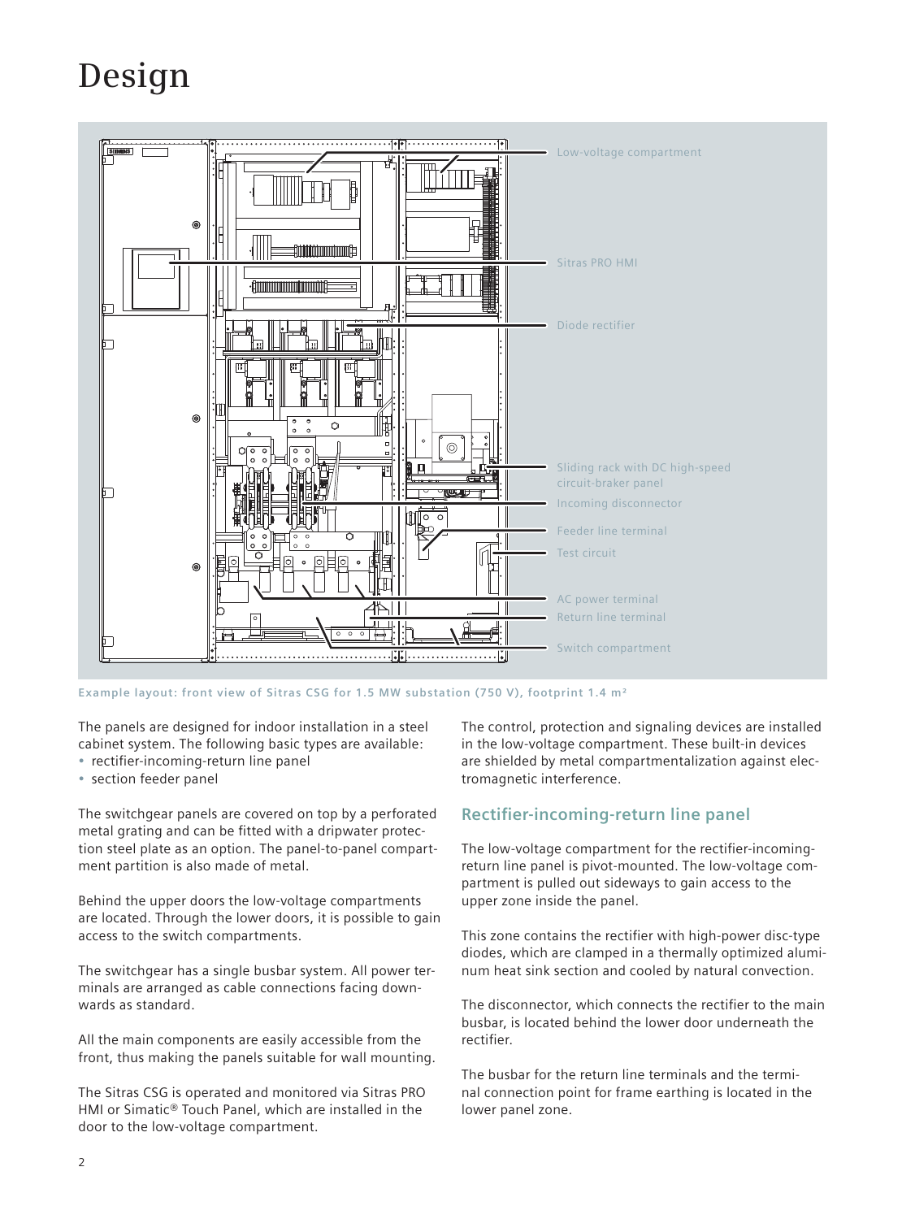# Design

Low-voltage compartment

Sitras PRO HMI

Diode rectifier

Sliding rack with DC high-speed circuit-braker panel

Incoming disconnector

Feeder line terminal

Test circuit

AC power terminal

Return line terminal

Switch compartment

Example layout: front view of Sitras CSG for 1.5 MW substation (750 V), footprint 1.4 m²

The panels are designed for indoor installation in a steel cabinet system. The following basic types are available:

- rectifier-incoming-return line panel
- section feeder panel

The switchgear panels are covered on top by a perforated metal grating and can be fitted with a dripwater protection steel plate as an option. The panel-to-panel compartment partition is also made of metal.

Behind the upper doors the low-voltage compartments are located. Through the lower doors, it is possible to gain access to the switch compartments.

The switchgear has a single busbar system. All power terminals are arranged as cable connections facing downwards as standard.

All the main components are easily accessible from the front, thus making the panels suitable for wall mounting.

The Sitras CSG is operated and monitored via Sitras PRO HMI or Simatic® Touch Panel, which are installed in the door to the low-voltage compartment.

The control, protection and signaling devices are installed in the low-voltage compartment. These built-in devices are shielded by metal compartmentalization against electromagnetic interference.

## Rectifier-incoming-return line panel

The low-voltage compartment for the rectifier-incoming-return line panel is pivot-mounted. The low-voltage compartment is pulled out sideways to gain access to the upper zone inside the panel.

This zone contains the rectifier with high-power disc-type diodes, which are clamped in a thermally optimized aluminum heat sink section and cooled by natural convection.

The disconnector, which connects the rectifier to the main busbar, is located behind the lower door underneath the rectifier.

The busbar for the return line terminals and the terminal connection point for frame earthing is located in the lower panel zone.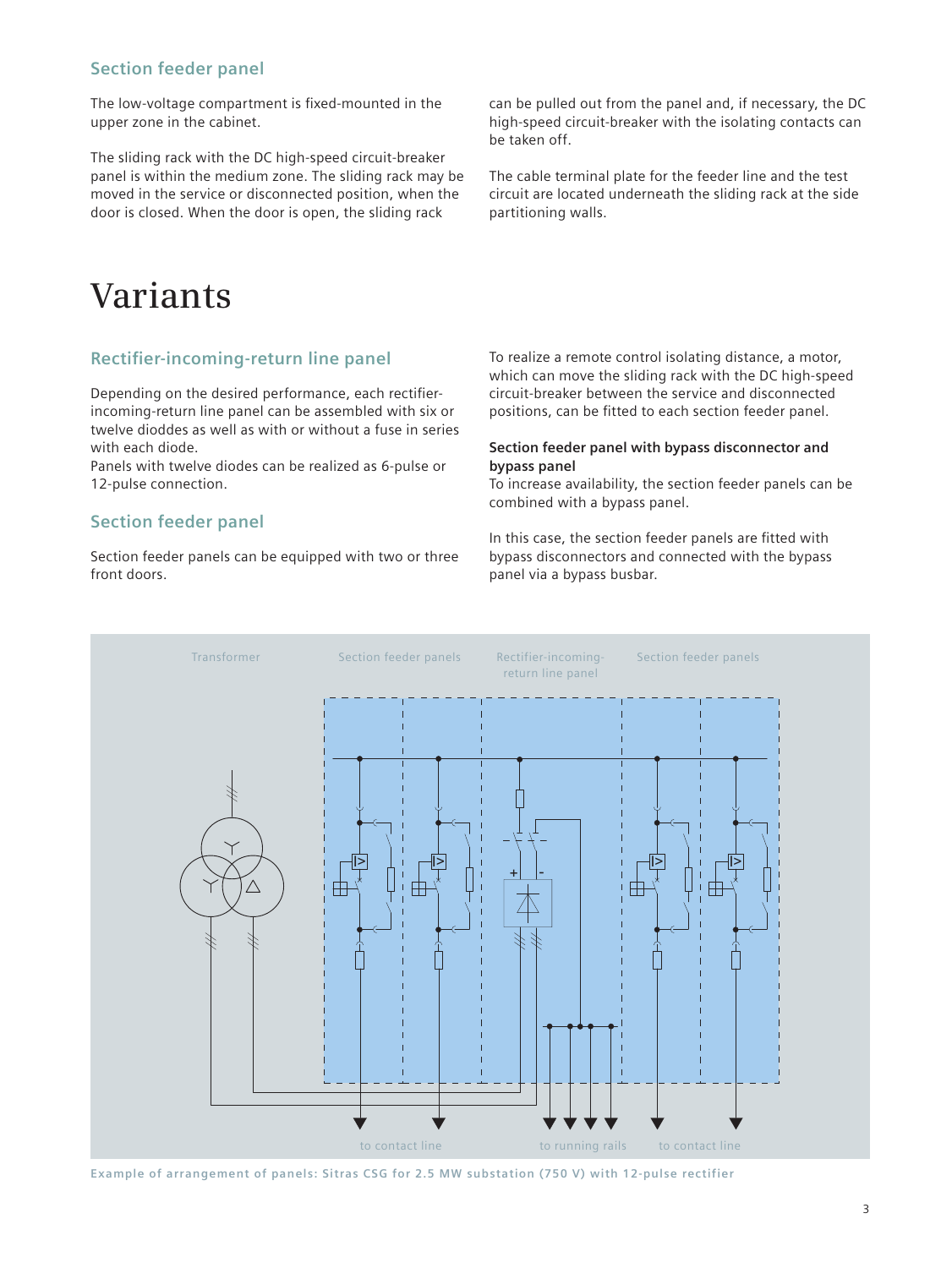## Section feeder panel

The low-voltage compartment is fixed-mounted in the upper zone in the cabinet.

The sliding rack with the DC high-speed circuit-breaker panel is within the medium zone. The sliding rack may be moved in the service or disconnected position, when the door is closed. When the door is open, the sliding rack can be pulled out from the panel and, if necessary, the DC high-speed circuit-breaker with the isolating contacts can be taken off.

The cable terminal plate for the feeder line and the test circuit are located underneath the sliding rack at the side partitioning walls.

# Variants

## Rectifier-incoming-return line panel

Depending on the desired performance, each rectifier-incoming-return line panel can be assembled with six or twelve dioddes as well as with or without a fuse in series with each diode.
Panels with twelve diodes can be realized as 6-pulse or 12-pulse connection.

## Section feeder panel

Section feeder panels can be equipped with two or three front doors.

To realize a remote control isolating distance, a motor, which can move the sliding rack with the DC high-speed circuit-breaker between the service and disconnected positions, can be fitted to each section feeder panel.

**Section feeder panel with bypass disconnector and bypass panel**
To increase availability, the section feeder panels can be combined with a bypass panel.

In this case, the section feeder panels are fitted with bypass disconnectors and connected with the bypass panel via a bypass busbar.

Transformer | Section feeder panels | Rectifier-incoming-return line panel | Section feeder panels

to contact line | to running rails | to contact line

Example of arrangement of panels: Sitras CSG for 2.5 MW substation (750 V) with 12-pulse rectifier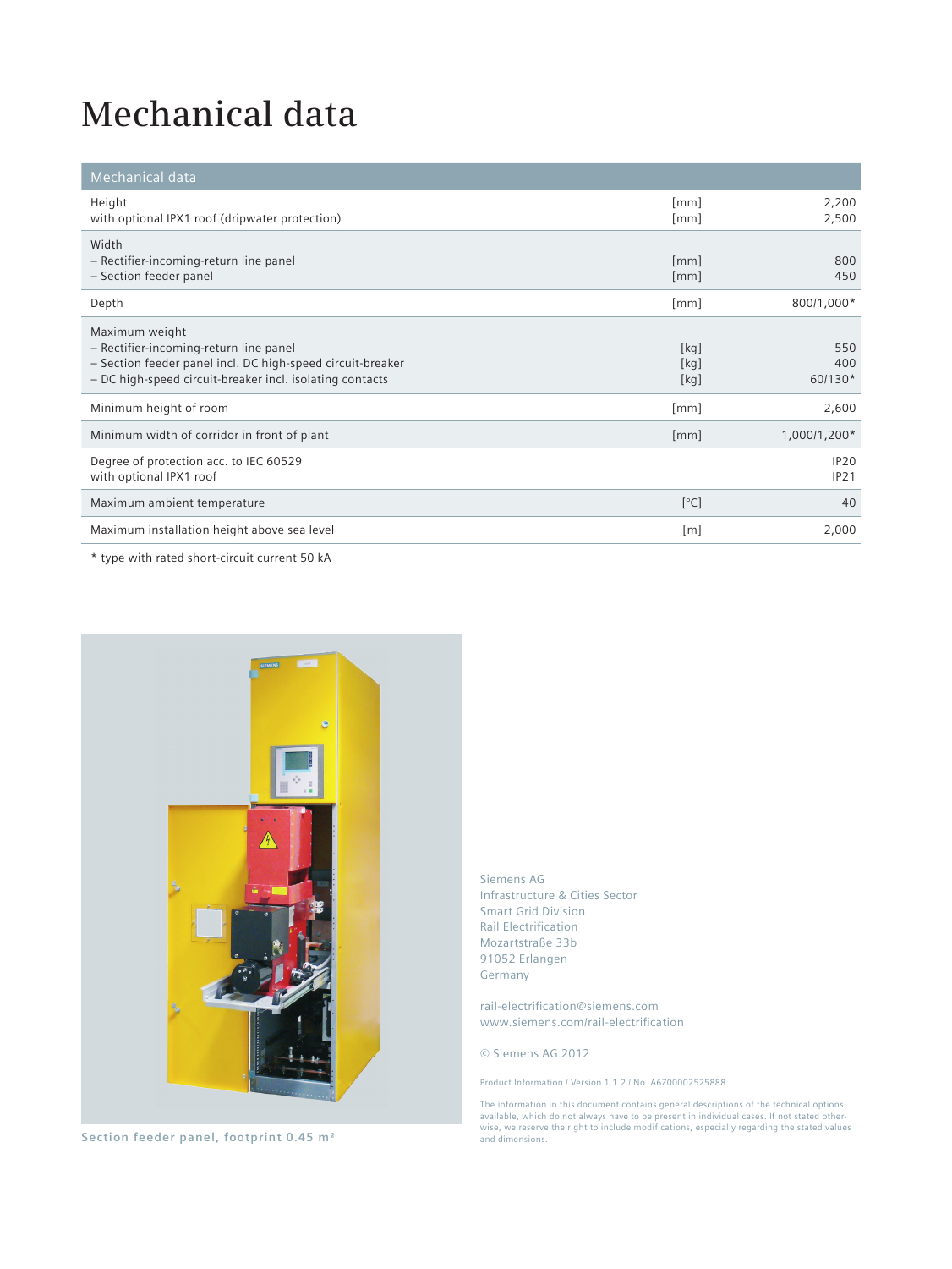# Mechanical data

| Mechanical data | | |
|---|---|---|
| Height<br>with optional IPX1 roof (dripwater protection) | [mm]<br>[mm] | 2,200<br>2,500 |
| Width<br>– Rectifier-incoming-return line panel<br>– Section feeder panel | <br>[mm]<br>[mm] | <br>800<br>450 |
| Depth | [mm] | 800/1,000* |
| Maximum weight<br>– Rectifier-incoming-return line panel<br>– Section feeder panel incl. DC high-speed circuit-breaker<br>– DC high-speed circuit-breaker incl. isolating contacts | <br>[kg]<br>[kg]<br>[kg] | <br>550<br>400<br>60/130* |
| Minimum height of room | [mm] | 2,600 |
| Minimum width of corridor in front of plant | [mm] | 1,000/1,200* |
| Degree of protection acc. to IEC 60529<br>with optional IPX1 roof | | IP20<br>IP21 |
| Maximum ambient temperature | [°C] | 40 |
| Maximum installation height above sea level | [m] | 2,000 |

* type with rated short-circuit current 50 kA

Section feeder panel, footprint 0.45 m²

Siemens AG
Infrastructure & Cities Sector
Smart Grid Division
Rail Electrification
Mozartstraße 33b
91052 Erlangen
Germany

rail-electrification@siemens.com
www.siemens.com/rail-electrification

© Siemens AG 2012

Product Information / Version 1.1.2 / No. A6Z00002525888

The information in this document contains general descriptions of the technical options available, which do not always have to be present in individual cases. If not stated otherwise, we reserve the right to include modifications, especially regarding the stated values and dimensions.